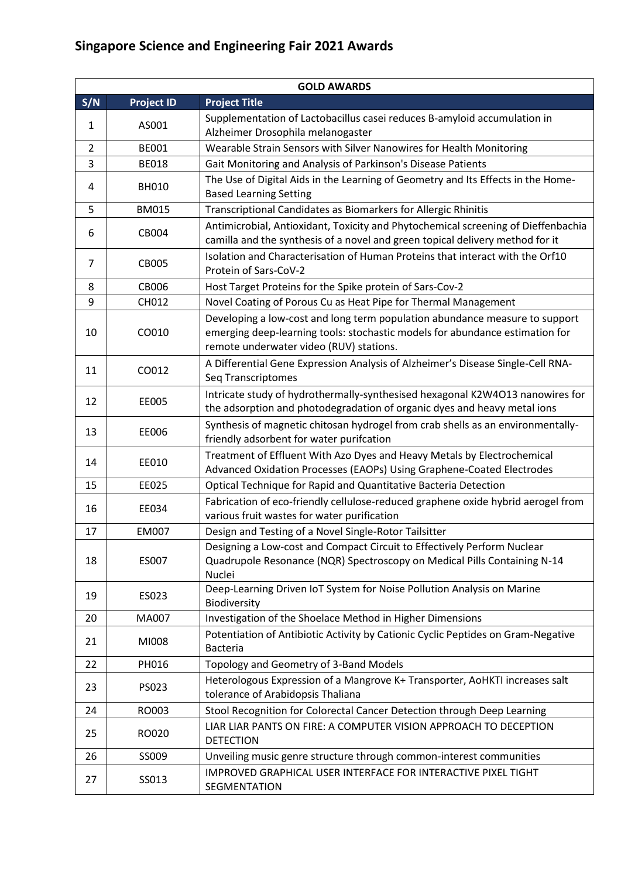# Singapore Science and Engineering Fair 2021 Awards

| GOLD AWARDS | | |
|---|---|---|
| S/N | Project ID | Project Title |
| 1 | AS001 | Supplementation of Lactobacillus casei reduces B-amyloid accumulation in Alzheimer Drosophila melanogaster |
| 2 | BE001 | Wearable Strain Sensors with Silver Nanowires for Health Monitoring |
| 3 | BE018 | Gait Monitoring and Analysis of Parkinson's Disease Patients |
| 4 | BH010 | The Use of Digital Aids in the Learning of Geometry and Its Effects in the Home-Based Learning Setting |
| 5 | BM015 | Transcriptional Candidates as Biomarkers for Allergic Rhinitis |
| 6 | CB004 | Antimicrobial, Antioxidant, Toxicity and Phytochemical screening of Dieffenbachia camilla and the synthesis of a novel and green topical delivery method for it |
| 7 | CB005 | Isolation and Characterisation of Human Proteins that interact with the Orf10 Protein of Sars-CoV-2 |
| 8 | CB006 | Host Target Proteins for the Spike protein of Sars-Cov-2 |
| 9 | CH012 | Novel Coating of Porous Cu as Heat Pipe for Thermal Management |
| 10 | CO010 | Developing a low-cost and long term population abundance measure to support emerging deep-learning tools: stochastic models for abundance estimation for remote underwater video (RUV) stations. |
| 11 | CO012 | A Differential Gene Expression Analysis of Alzheimer's Disease Single-Cell RNA-Seq Transcriptomes |
| 12 | EE005 | Intricate study of hydrothermally-synthesised hexagonal $K_2W_4O_{13}$ nanowires for the adsorption and photodegradation of organic dyes and heavy metal ions |
| 13 | EE006 | Synthesis of magnetic chitosan hydrogel from crab shells as an environmentally-friendly adsorbent for water purifcation |
| 14 | EE010 | Treatment of Effluent With Azo Dyes and Heavy Metals by Electrochemical Advanced Oxidation Processes (EAOPs) Using Graphene-Coated Electrodes |
| 15 | EE025 | Optical Technique for Rapid and Quantitative Bacteria Detection |
| 16 | EE034 | Fabrication of eco-friendly cellulose-reduced graphene oxide hybrid aerogel from various fruit wastes for water purification |
| 17 | EM007 | Design and Testing of a Novel Single-Rotor Tailsitter |
| 18 | ES007 | Designing a Low-cost and Compact Circuit to Effectively Perform Nuclear Quadrupole Resonance (NQR) Spectroscopy on Medical Pills Containing N-14 Nuclei |
| 19 | ES023 | Deep-Learning Driven IoT System for Noise Pollution Analysis on Marine Biodiversity |
| 20 | MA007 | Investigation of the Shoelace Method in Higher Dimensions |
| 21 | MI008 | Potentiation of Antibiotic Activity by Cationic Cyclic Peptides on Gram-Negative Bacteria |
| 22 | PH016 | Topology and Geometry of 3-Band Models |
| 23 | PS023 | Heterologous Expression of a Mangrove K+ Transporter, AoHKTI increases salt tolerance of Arabidopsis Thaliana |
| 24 | RO003 | Stool Recognition for Colorectal Cancer Detection through Deep Learning |
| 25 | RO020 | LIAR LIAR PANTS ON FIRE: A COMPUTER VISION APPROACH TO DECEPTION DETECTION |
| 26 | SS009 | Unveiling music genre structure through common-interest communities |
| 27 | SS013 | IMPROVED GRAPHICAL USER INTERFACE FOR INTERACTIVE PIXEL TIGHT SEGMENTATION |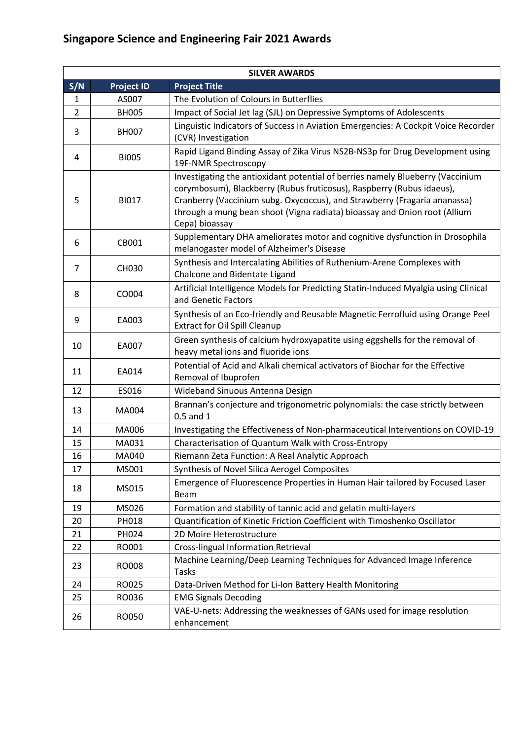## Singapore Science and Engineering Fair 2021 Awards

| SILVER AWARDS | | |
|---|---|---|
| **S/N** | **Project ID** | **Project Title** |
| 1 | AS007 | The Evolution of Colours in Butterflies |
| 2 | BH005 | Impact of Social Jet lag (SJL) on Depressive Symptoms of Adolescents |
| 3 | BH007 | Linguistic Indicators of Success in Aviation Emergencies: A Cockpit Voice Recorder (CVR) Investigation |
| 4 | BI005 | Rapid Ligand Binding Assay of Zika Virus NS2B-NS3p for Drug Development using 19F-NMR Spectroscopy |
| 5 | BI017 | Investigating the antioxidant potential of berries namely Blueberry (Vaccinium corymbosum), Blackberry (Rubus fruticosus), Raspberry (Rubus idaeus), Cranberry (Vaccinium subg. Oxycoccus), and Strawberry (Fragaria ananassa) through a mung bean shoot (Vigna radiata) bioassay and Onion root (Allium Cepa) bioassay |
| 6 | CB001 | Supplementary DHA ameliorates motor and cognitive dysfunction in Drosophila melanogaster model of Alzheimer's Disease |
| 7 | CH030 | Synthesis and Intercalating Abilities of Ruthenium-Arene Complexes with Chalcone and Bidentate Ligand |
| 8 | CO004 | Artificial Intelligence Models for Predicting Statin-Induced Myalgia using Clinical and Genetic Factors |
| 9 | EA003 | Synthesis of an Eco-friendly and Reusable Magnetic Ferrofluid using Orange Peel Extract for Oil Spill Cleanup |
| 10 | EA007 | Green synthesis of calcium hydroxyapatite using eggshells for the removal of heavy metal ions and fluoride ions |
| 11 | EA014 | Potential of Acid and Alkali chemical activators of Biochar for the Effective Removal of Ibuprofen |
| 12 | ES016 | Wideband Sinuous Antenna Design |
| 13 | MA004 | Brannan's conjecture and trigonometric polynomials: the case strictly between 0.5 and 1 |
| 14 | MA006 | Investigating the Effectiveness of Non-pharmaceutical Interventions on COVID-19 |
| 15 | MA031 | Characterisation of Quantum Walk with Cross-Entropy |
| 16 | MA040 | Riemann Zeta Function: A Real Analytic Approach |
| 17 | MS001 | Synthesis of Novel Silica Aerogel Composites |
| 18 | MS015 | Emergence of Fluorescence Properties in Human Hair tailored by Focused Laser Beam |
| 19 | MS026 | Formation and stability of tannic acid and gelatin multi-layers |
| 20 | PH018 | Quantification of Kinetic Friction Coefficient with Timoshenko Oscillator |
| 21 | PH024 | 2D Moire Heterostructure |
| 22 | RO001 | Cross-lingual Information Retrieval |
| 23 | RO008 | Machine Learning/Deep Learning Techniques for Advanced Image Inference Tasks |
| 24 | RO025 | Data-Driven Method for Li-Ion Battery Health Monitoring |
| 25 | RO036 | EMG Signals Decoding |
| 26 | RO050 | VAE-U-nets: Addressing the weaknesses of GANs used for image resolution enhancement |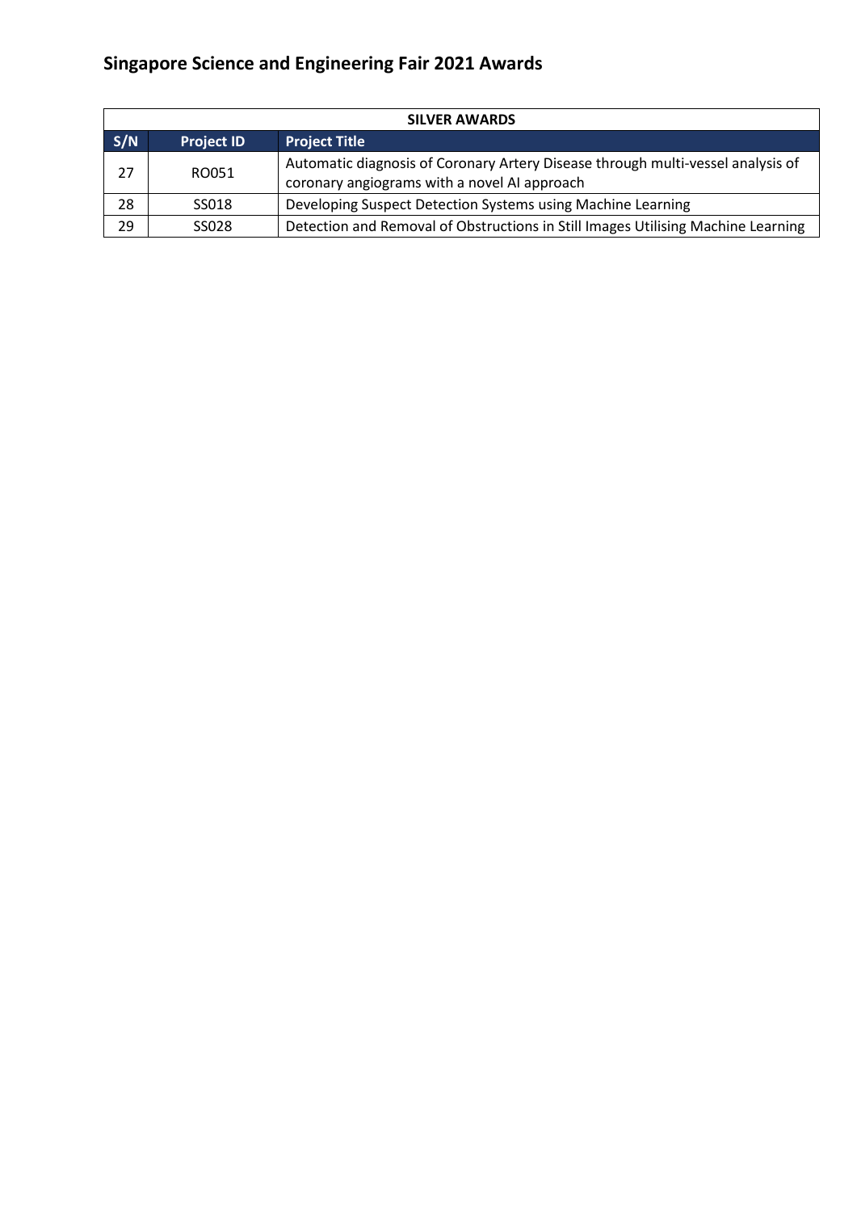# Singapore Science and Engineering Fair 2021 Awards

| SILVER AWARDS | | |
|---|---|---|
| S/N | Project ID | Project Title |
| 27 | RO051 | Automatic diagnosis of Coronary Artery Disease through multi-vessel analysis of coronary angiograms with a novel AI approach |
| 28 | SS018 | Developing Suspect Detection Systems using Machine Learning |
| 29 | SS028 | Detection and Removal of Obstructions in Still Images Utilising Machine Learning |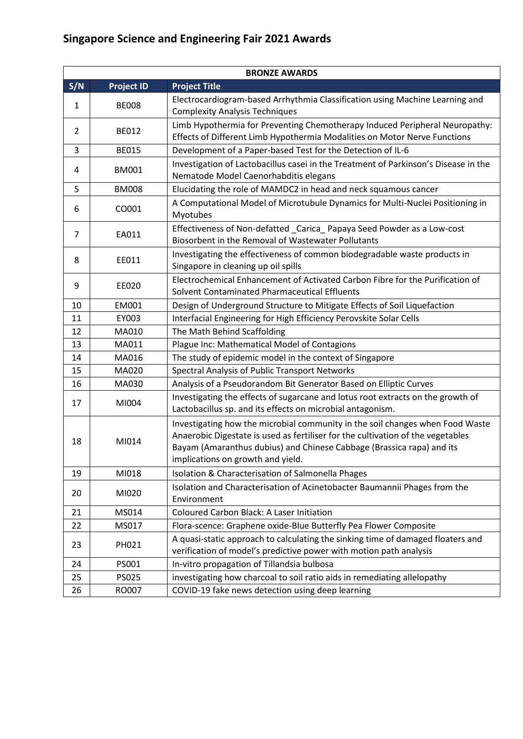# Singapore Science and Engineering Fair 2021 Awards

| BRONZE AWARDS | | |
|---|---|---|
| S/N | Project ID | Project Title |
| 1 | BE008 | Electrocardiogram-based Arrhythmia Classification using Machine Learning and Complexity Analysis Techniques |
| 2 | BE012 | Limb Hypothermia for Preventing Chemotherapy Induced Peripheral Neuropathy: Effects of Different Limb Hypothermia Modalities on Motor Nerve Functions |
| 3 | BE015 | Development of a Paper-based Test for the Detection of IL-6 |
| 4 | BM001 | Investigation of Lactobacillus casei in the Treatment of Parkinson's Disease in the Nematode Model Caenorhabditis elegans |
| 5 | BM008 | Elucidating the role of MAMDC2 in head and neck squamous cancer |
| 6 | CO001 | A Computational Model of Microtubule Dynamics for Multi-Nuclei Positioning in Myotubes |
| 7 | EA011 | Effectiveness of Non-defatted _Carica_ Papaya Seed Powder as a Low-cost Biosorbent in the Removal of Wastewater Pollutants |
| 8 | EE011 | Investigating the effectiveness of common biodegradable waste products in Singapore in cleaning up oil spills |
| 9 | EE020 | Electrochemical Enhancement of Activated Carbon Fibre for the Purification of Solvent Contaminated Pharmaceutical Effluents |
| 10 | EM001 | Design of Underground Structure to Mitigate Effects of Soil Liquefaction |
| 11 | EY003 | Interfacial Engineering for High Efficiency Perovskite Solar Cells |
| 12 | MA010 | The Math Behind Scaffolding |
| 13 | MA011 | Plague Inc: Mathematical Model of Contagions |
| 14 | MA016 | The study of epidemic model in the context of Singapore |
| 15 | MA020 | Spectral Analysis of Public Transport Networks |
| 16 | MA030 | Analysis of a Pseudorandom Bit Generator Based on Elliptic Curves |
| 17 | MI004 | Investigating the effects of sugarcane and lotus root extracts on the growth of Lactobacillus sp. and its effects on microbial antagonism. |
| 18 | MI014 | Investigating how the microbial community in the soil changes when Food Waste Anaerobic Digestate is used as fertiliser for the cultivation of the vegetables Bayam (Amaranthus dubius) and Chinese Cabbage (Brassica rapa) and its implications on growth and yield. |
| 19 | MI018 | Isolation & Characterisation of Salmonella Phages |
| 20 | MI020 | Isolation and Characterisation of Acinetobacter Baumannii Phages from the Environment |
| 21 | MS014 | Coloured Carbon Black: A Laser Initiation |
| 22 | MS017 | Flora-scence: Graphene oxide-Blue Butterfly Pea Flower Composite |
| 23 | PH021 | A quasi-static approach to calculating the sinking time of damaged floaters and verification of model's predictive power with motion path analysis |
| 24 | PS001 | In-vitro propagation of Tillandsia bulbosa |
| 25 | PS025 | investigating how charcoal to soil ratio aids in remediating allelopathy |
| 26 | RO007 | COVID-19 fake news detection using deep learning |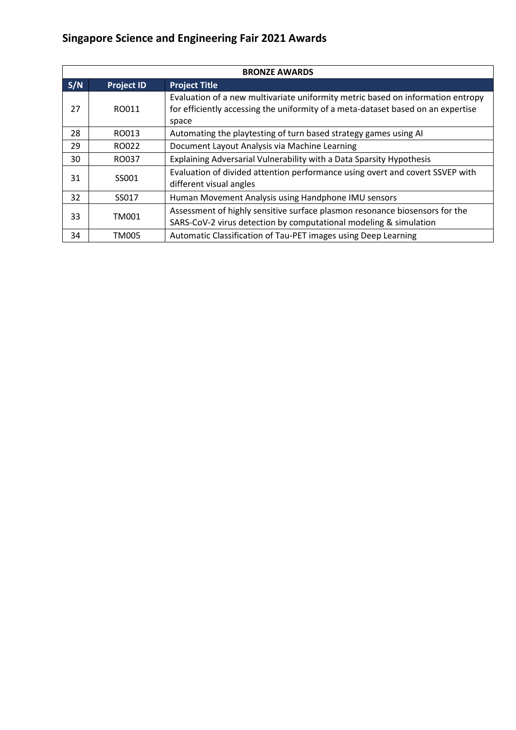## Singapore Science and Engineering Fair 2021 Awards

| BRONZE AWARDS | | |
|---|---|---|
| **S/N** | **Project ID** | **Project Title** |
| 27 | RO011 | Evaluation of a new multivariate uniformity metric based on information entropy for efficiently accessing the uniformity of a meta-dataset based on an expertise space |
| 28 | RO013 | Automating the playtesting of turn based strategy games using AI |
| 29 | RO022 | Document Layout Analysis via Machine Learning |
| 30 | RO037 | Explaining Adversarial Vulnerability with a Data Sparsity Hypothesis |
| 31 | SS001 | Evaluation of divided attention performance using overt and covert SSVEP with different visual angles |
| 32 | SS017 | Human Movement Analysis using Handphone IMU sensors |
| 33 | TM001 | Assessment of highly sensitive surface plasmon resonance biosensors for the SARS-CoV-2 virus detection by computational modeling & simulation |
| 34 | TM005 | Automatic Classification of Tau-PET images using Deep Learning |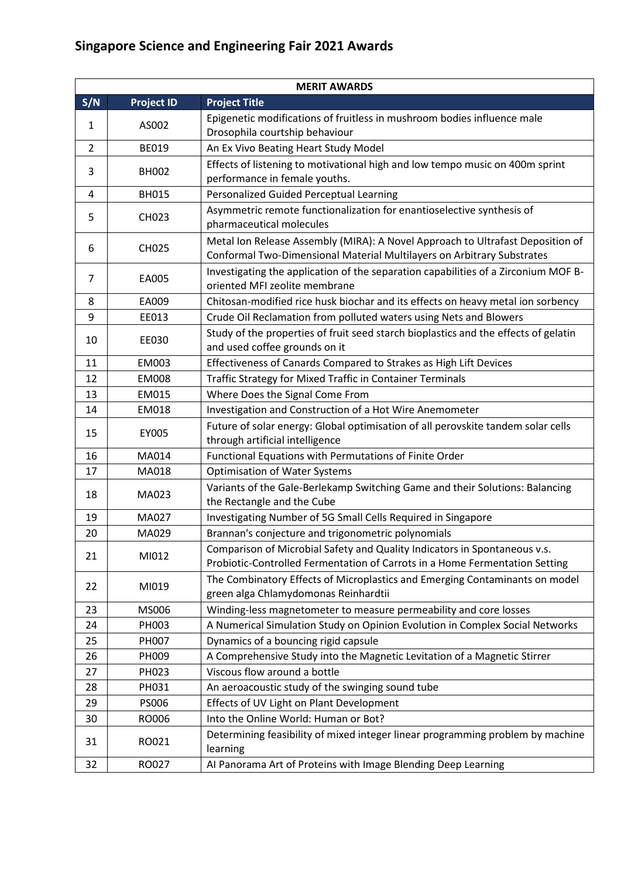# Singapore Science and Engineering Fair 2021 Awards

| MERIT AWARDS | | |
|---|---|---|
| S/N | Project ID | Project Title |
| 1 | AS002 | Epigenetic modifications of fruitless in mushroom bodies influence male Drosophila courtship behaviour |
| 2 | BE019 | An Ex Vivo Beating Heart Study Model |
| 3 | BH002 | Effects of listening to motivational high and low tempo music on 400m sprint performance in female youths. |
| 4 | BH015 | Personalized Guided Perceptual Learning |
| 5 | CH023 | Asymmetric remote functionalization for enantioselective synthesis of pharmaceutical molecules |
| 6 | CH025 | Metal Ion Release Assembly (MIRA): A Novel Approach to Ultrafast Deposition of Conformal Two-Dimensional Material Multilayers on Arbitrary Substrates |
| 7 | EA005 | Investigating the application of the separation capabilities of a Zirconium MOF B-oriented MFI zeolite membrane |
| 8 | EA009 | Chitosan-modified rice husk biochar and its effects on heavy metal ion sorbency |
| 9 | EE013 | Crude Oil Reclamation from polluted waters using Nets and Blowers |
| 10 | EE030 | Study of the properties of fruit seed starch bioplastics and the effects of gelatin and used coffee grounds on it |
| 11 | EM003 | Effectiveness of Canards Compared to Strakes as High Lift Devices |
| 12 | EM008 | Traffic Strategy for Mixed Traffic in Container Terminals |
| 13 | EM015 | Where Does the Signal Come From |
| 14 | EM018 | Investigation and Construction of a Hot Wire Anemometer |
| 15 | EY005 | Future of solar energy: Global optimisation of all perovskite tandem solar cells through artificial intelligence |
| 16 | MA014 | Functional Equations with Permutations of Finite Order |
| 17 | MA018 | Optimisation of Water Systems |
| 18 | MA023 | Variants of the Gale-Berlekamp Switching Game and their Solutions: Balancing the Rectangle and the Cube |
| 19 | MA027 | Investigating Number of 5G Small Cells Required in Singapore |
| 20 | MA029 | Brannan's conjecture and trigonometric polynomials |
| 21 | MI012 | Comparison of Microbial Safety and Quality Indicators in Spontaneous v.s. Probiotic-Controlled Fermentation of Carrots in a Home Fermentation Setting |
| 22 | MI019 | The Combinatory Effects of Microplastics and Emerging Contaminants on model green alga Chlamydomonas Reinhardtii |
| 23 | MS006 | Winding-less magnetometer to measure permeability and core losses |
| 24 | PH003 | A Numerical Simulation Study on Opinion Evolution in Complex Social Networks |
| 25 | PH007 | Dynamics of a bouncing rigid capsule |
| 26 | PH009 | A Comprehensive Study into the Magnetic Levitation of a Magnetic Stirrer |
| 27 | PH023 | Viscous flow around a bottle |
| 28 | PH031 | An aeroacoustic study of the swinging sound tube |
| 29 | PS006 | Effects of UV Light on Plant Development |
| 30 | RO006 | Into the Online World: Human or Bot? |
| 31 | RO021 | Determining feasibility of mixed integer linear programming problem by machine learning |
| 32 | RO027 | AI Panorama Art of Proteins with Image Blending Deep Learning |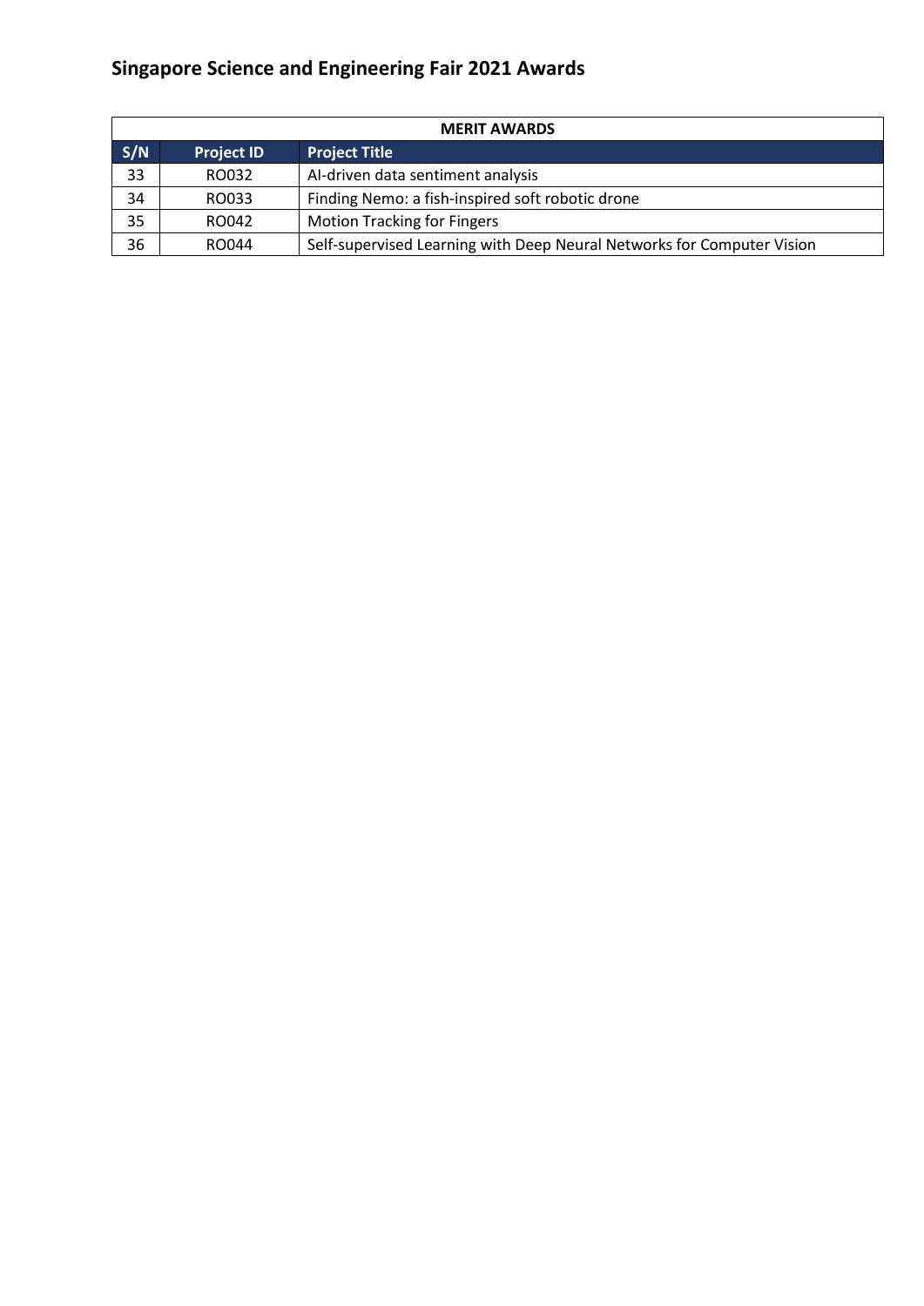# Singapore Science and Engineering Fair 2021 Awards

| MERIT AWARDS | | |
|---|---|---|
| **S/N** | **Project ID** | **Project Title** |
| 33 | RO032 | AI-driven data sentiment analysis |
| 34 | RO033 | Finding Nemo: a fish-inspired soft robotic drone |
| 35 | RO042 | Motion Tracking for Fingers |
| 36 | RO044 | Self-supervised Learning with Deep Neural Networks for Computer Vision |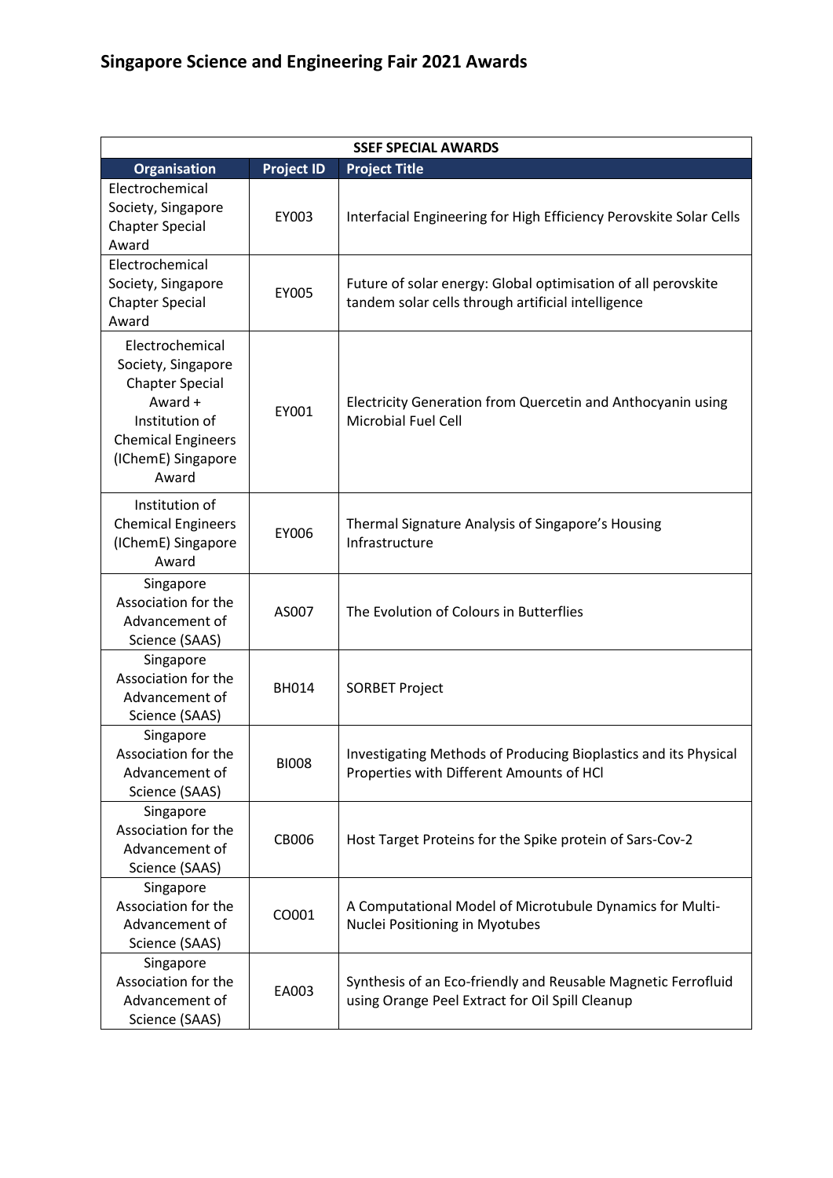# Singapore Science and Engineering Fair 2021 Awards

| SSEF SPECIAL AWARDS | | |
|---|---|---|
| **Organisation** | **Project ID** | **Project Title** |
| Electrochemical Society, Singapore Chapter Special Award | EY003 | Interfacial Engineering for High Efficiency Perovskite Solar Cells |
| Electrochemical Society, Singapore Chapter Special Award | EY005 | Future of solar energy: Global optimisation of all perovskite tandem solar cells through artificial intelligence |
| Electrochemical Society, Singapore Chapter Special Award + Institution of Chemical Engineers (IChemE) Singapore Award | EY001 | Electricity Generation from Quercetin and Anthocyanin using Microbial Fuel Cell |
| Institution of Chemical Engineers (IChemE) Singapore Award | EY006 | Thermal Signature Analysis of Singapore's Housing Infrastructure |
| Singapore Association for the Advancement of Science (SAAS) | AS007 | The Evolution of Colours in Butterflies |
| Singapore Association for the Advancement of Science (SAAS) | BH014 | SORBET Project |
| Singapore Association for the Advancement of Science (SAAS) | BI008 | Investigating Methods of Producing Bioplastics and its Physical Properties with Different Amounts of HCl |
| Singapore Association for the Advancement of Science (SAAS) | CB006 | Host Target Proteins for the Spike protein of Sars-Cov-2 |
| Singapore Association for the Advancement of Science (SAAS) | CO001 | A Computational Model of Microtubule Dynamics for Multi-Nuclei Positioning in Myotubes |
| Singapore Association for the Advancement of Science (SAAS) | EA003 | Synthesis of an Eco-friendly and Reusable Magnetic Ferrofluid using Orange Peel Extract for Oil Spill Cleanup |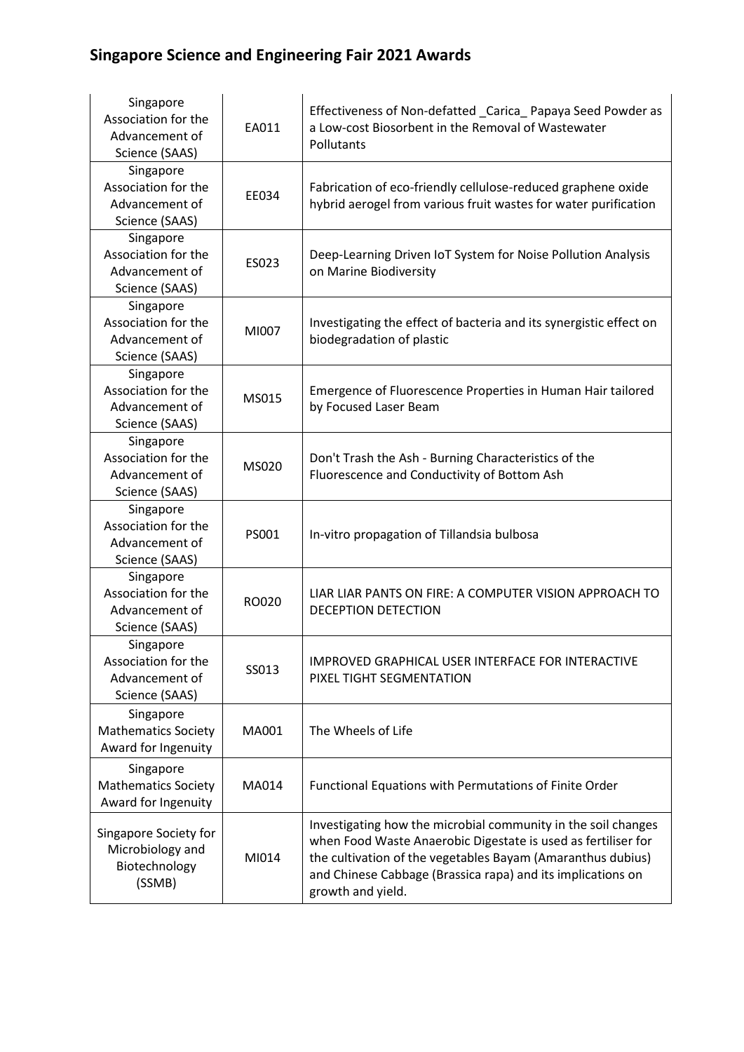# Singapore Science and Engineering Fair 2021 Awards

| | | |
|---|---|---|
| Singapore Association for the Advancement of Science (SAAS) | EA011 | Effectiveness of Non-defatted _Carica_ Papaya Seed Powder as a Low-cost Biosorbent in the Removal of Wastewater Pollutants |
| Singapore Association for the Advancement of Science (SAAS) | EE034 | Fabrication of eco-friendly cellulose-reduced graphene oxide hybrid aerogel from various fruit wastes for water purification |
| Singapore Association for the Advancement of Science (SAAS) | ES023 | Deep-Learning Driven IoT System for Noise Pollution Analysis on Marine Biodiversity |
| Singapore Association for the Advancement of Science (SAAS) | MI007 | Investigating the effect of bacteria and its synergistic effect on biodegradation of plastic |
| Singapore Association for the Advancement of Science (SAAS) | MS015 | Emergence of Fluorescence Properties in Human Hair tailored by Focused Laser Beam |
| Singapore Association for the Advancement of Science (SAAS) | MS020 | Don't Trash the Ash - Burning Characteristics of the Fluorescence and Conductivity of Bottom Ash |
| Singapore Association for the Advancement of Science (SAAS) | PS001 | In-vitro propagation of Tillandsia bulbosa |
| Singapore Association for the Advancement of Science (SAAS) | RO020 | LIAR LIAR PANTS ON FIRE: A COMPUTER VISION APPROACH TO DECEPTION DETECTION |
| Singapore Association for the Advancement of Science (SAAS) | SS013 | IMPROVED GRAPHICAL USER INTERFACE FOR INTERACTIVE PIXEL TIGHT SEGMENTATION |
| Singapore Mathematics Society Award for Ingenuity | MA001 | The Wheels of Life |
| Singapore Mathematics Society Award for Ingenuity | MA014 | Functional Equations with Permutations of Finite Order |
| Singapore Society for Microbiology and Biotechnology (SSMB) | MI014 | Investigating how the microbial community in the soil changes when Food Waste Anaerobic Digestate is used as fertiliser for the cultivation of the vegetables Bayam (Amaranthus dubius) and Chinese Cabbage (Brassica rapa) and its implications on growth and yield. |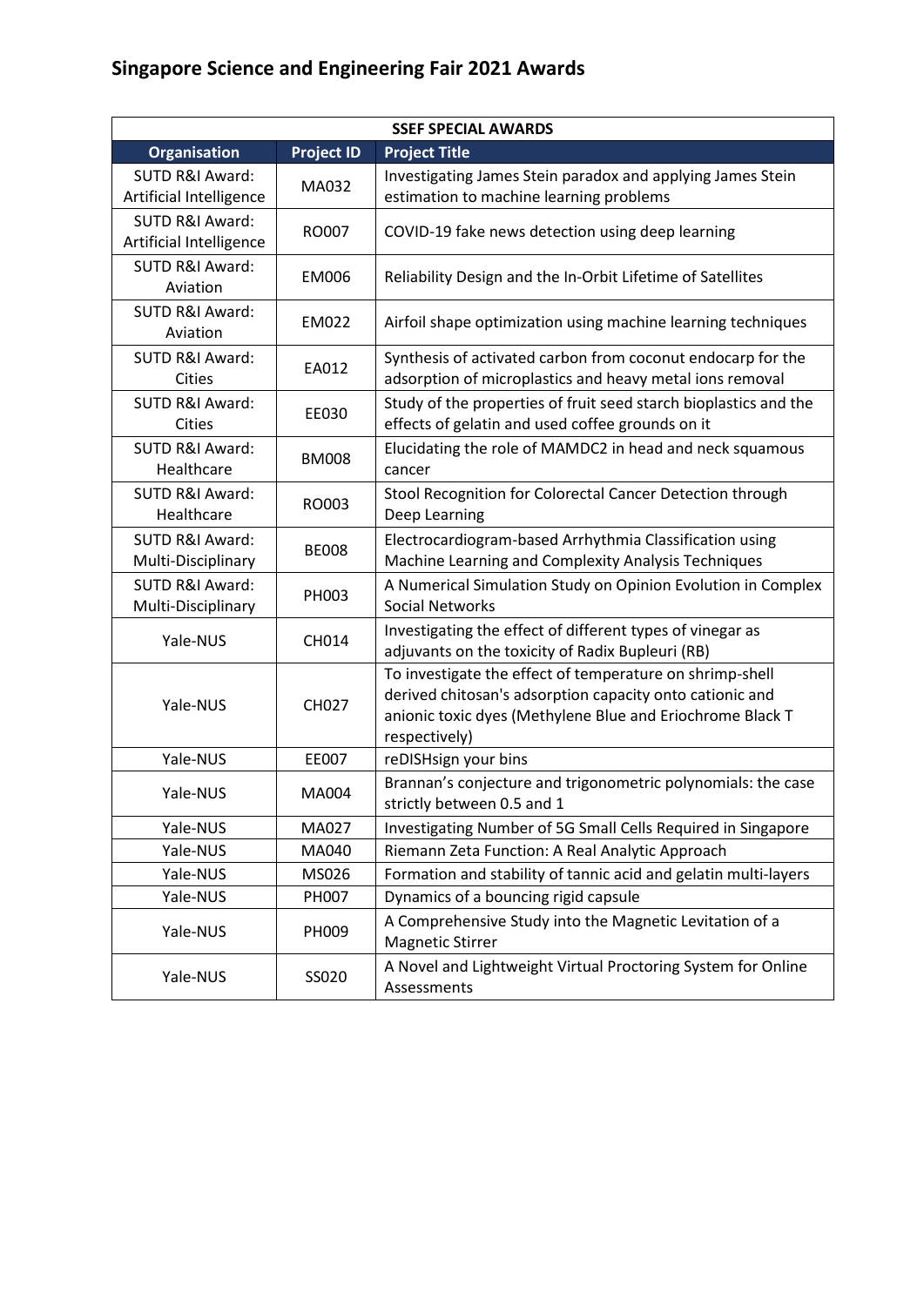# Singapore Science and Engineering Fair 2021 Awards

| SSEF SPECIAL AWARDS | | |
|---|---|---|
| **Organisation** | **Project ID** | **Project Title** |
| SUTD R&I Award: Artificial Intelligence | MA032 | Investigating James Stein paradox and applying James Stein estimation to machine learning problems |
| SUTD R&I Award: Artificial Intelligence | RO007 | COVID-19 fake news detection using deep learning |
| SUTD R&I Award: Aviation | EM006 | Reliability Design and the In-Orbit Lifetime of Satellites |
| SUTD R&I Award: Aviation | EM022 | Airfoil shape optimization using machine learning techniques |
| SUTD R&I Award: Cities | EA012 | Synthesis of activated carbon from coconut endocarp for the adsorption of microplastics and heavy metal ions removal |
| SUTD R&I Award: Cities | EE030 | Study of the properties of fruit seed starch bioplastics and the effects of gelatin and used coffee grounds on it |
| SUTD R&I Award: Healthcare | BM008 | Elucidating the role of MAMDC2 in head and neck squamous cancer |
| SUTD R&I Award: Healthcare | RO003 | Stool Recognition for Colorectal Cancer Detection through Deep Learning |
| SUTD R&I Award: Multi-Disciplinary | BE008 | Electrocardiogram-based Arrhythmia Classification using Machine Learning and Complexity Analysis Techniques |
| SUTD R&I Award: Multi-Disciplinary | PH003 | A Numerical Simulation Study on Opinion Evolution in Complex Social Networks |
| Yale-NUS | CH014 | Investigating the effect of different types of vinegar as adjuvants on the toxicity of Radix Bupleuri (RB) |
| Yale-NUS | CH027 | To investigate the effect of temperature on shrimp-shell derived chitosan's adsorption capacity onto cationic and anionic toxic dyes (Methylene Blue and Eriochrome Black T respectively) |
| Yale-NUS | EE007 | reDISHsign your bins |
| Yale-NUS | MA004 | Brannan's conjecture and trigonometric polynomials: the case strictly between 0.5 and 1 |
| Yale-NUS | MA027 | Investigating Number of 5G Small Cells Required in Singapore |
| Yale-NUS | MA040 | Riemann Zeta Function: A Real Analytic Approach |
| Yale-NUS | MS026 | Formation and stability of tannic acid and gelatin multi-layers |
| Yale-NUS | PH007 | Dynamics of a bouncing rigid capsule |
| Yale-NUS | PH009 | A Comprehensive Study into the Magnetic Levitation of a Magnetic Stirrer |
| Yale-NUS | SS020 | A Novel and Lightweight Virtual Proctoring System for Online Assessments |